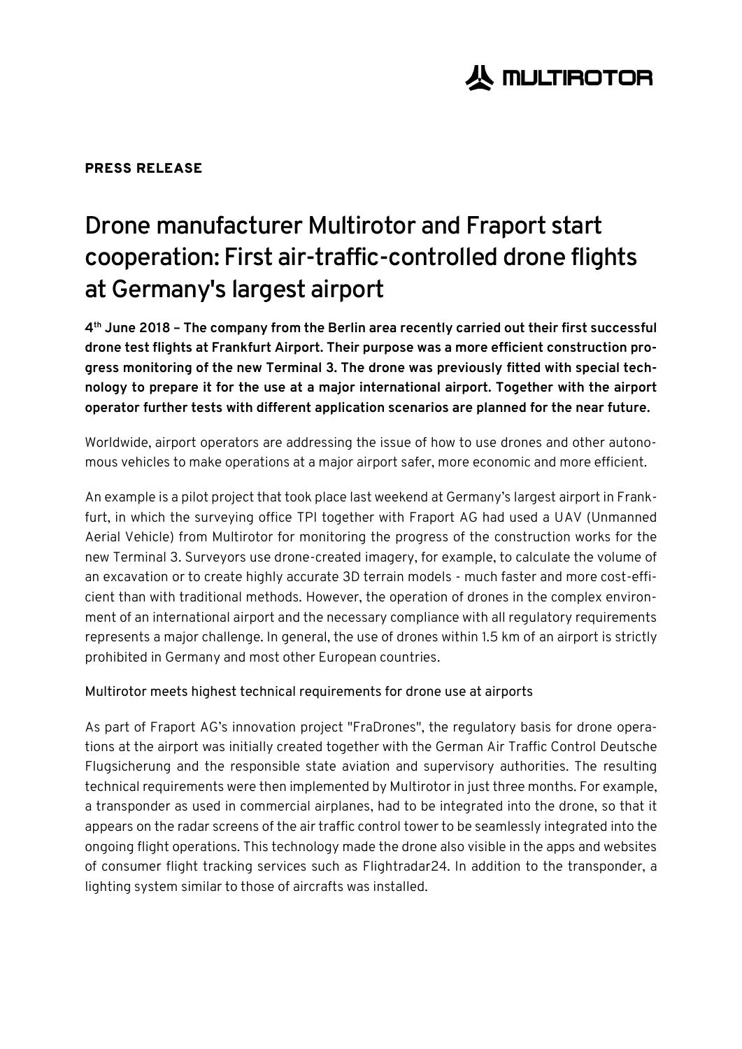**PRESS RELEASE**

# Drone manufacturer Multirotor and Fraport start cooperation: First air-traffic-controlled drone flights at Germany's largest airport

**4th June 2018 – The company from the Berlin area recently carried out their first successful drone test flights at Frankfurt Airport. Their purpose was a more efficient construction progress monitoring of the new Terminal 3. The drone was previously fitted with special technology to prepare it for the use at a major international airport. Together with the airport operator further tests with different application scenarios are planned for the near future.**

Worldwide, airport operators are addressing the issue of how to use drones and other autonomous vehicles to make operations at a major airport safer, more economic and more efficient.

An example is a pilot project that took place last weekend at Germany's largest airport in Frankfurt, in which the surveying office TPI together with Fraport AG had used a UAV (Unmanned Aerial Vehicle) from Multirotor for monitoring the progress of the construction works for the new Terminal 3. Surveyors use drone-created imagery, for example, to calculate the volume of an excavation or to create highly accurate 3D terrain models - much faster and more cost-efficient than with traditional methods. However, the operation of drones in the complex environment of an international airport and the necessary compliance with all regulatory requirements represents a major challenge. In general, the use of drones within 1.5 km of an airport is strictly prohibited in Germany and most other European countries.

## Multirotor meets highest technical requirements for drone use at airports

As part of Fraport AG's innovation project "FraDrones", the regulatory basis for drone operations at the airport was initially created together with the German Air Traffic Control Deutsche Flugsicherung and the responsible state aviation and supervisory authorities. The resulting technical requirements were then implemented by Multirotor in just three months. For example, a transponder as used in commercial airplanes, had to be integrated into the drone, so that it appears on the radar screens of the air traffic control tower to be seamlessly integrated into the ongoing flight operations. This technology made the drone also visible in the apps and websites of consumer flight tracking services such as Flightradar24. In addition to the transponder, a lighting system similar to those of aircrafts was installed.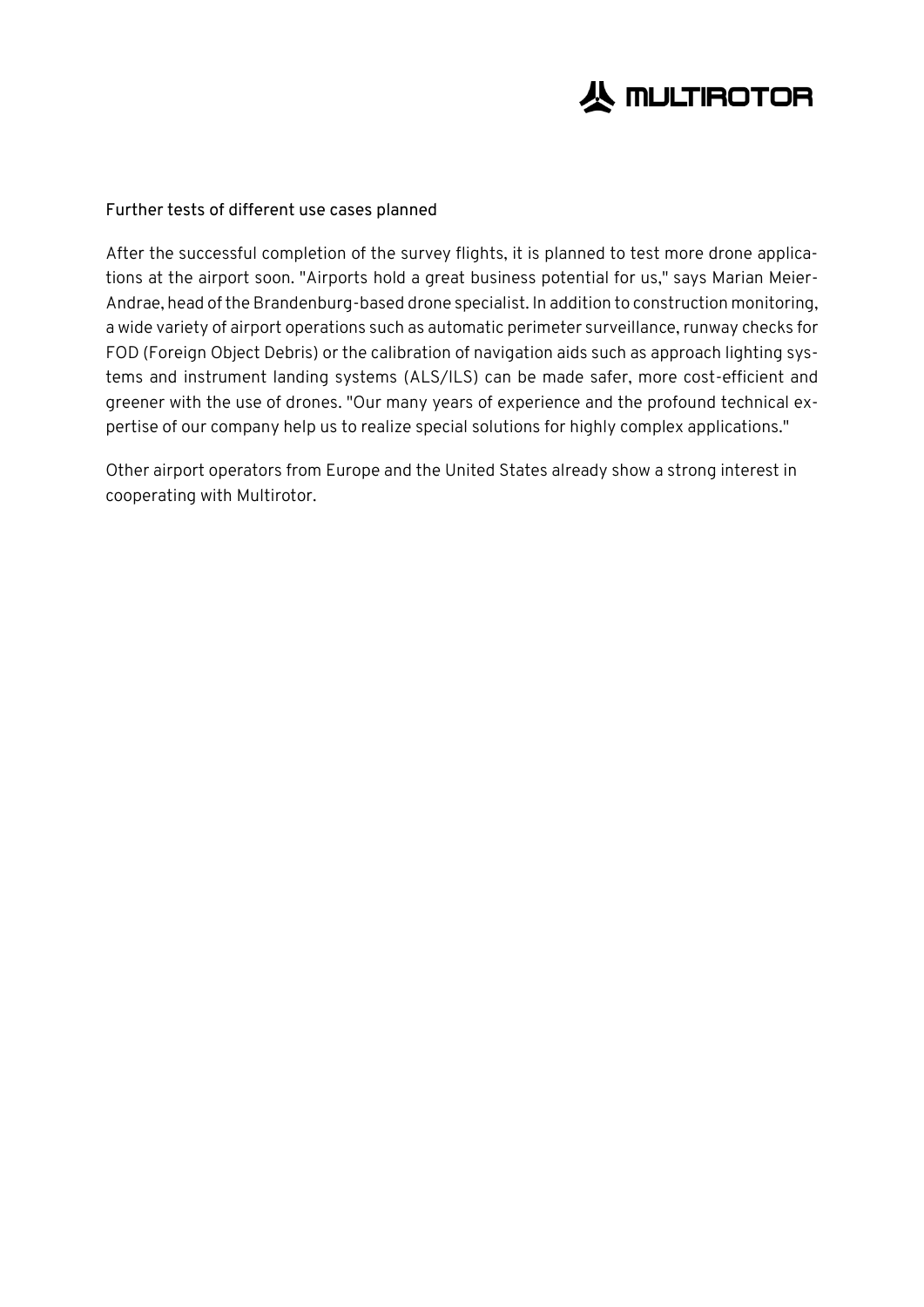## Further tests of different use cases planned

After the successful completion of the survey flights, it is planned to test more drone applications at the airport soon. "Airports hold a great business potential for us," says Marian Meier-Andrae, head of the Brandenburg-based drone specialist. In addition to construction monitoring, a wide variety of airport operations such as automatic perimeter surveillance, runway checks for FOD (Foreign Object Debris) or the calibration of navigation aids such as approach lighting systems and instrument landing systems (ALS/ILS) can be made safer, more cost-efficient and greener with the use of drones. "Our many years of experience and the profound technical expertise of our company help us to realize special solutions for highly complex applications."

Other airport operators from Europe and the United States already show a strong interest in cooperating with Multirotor.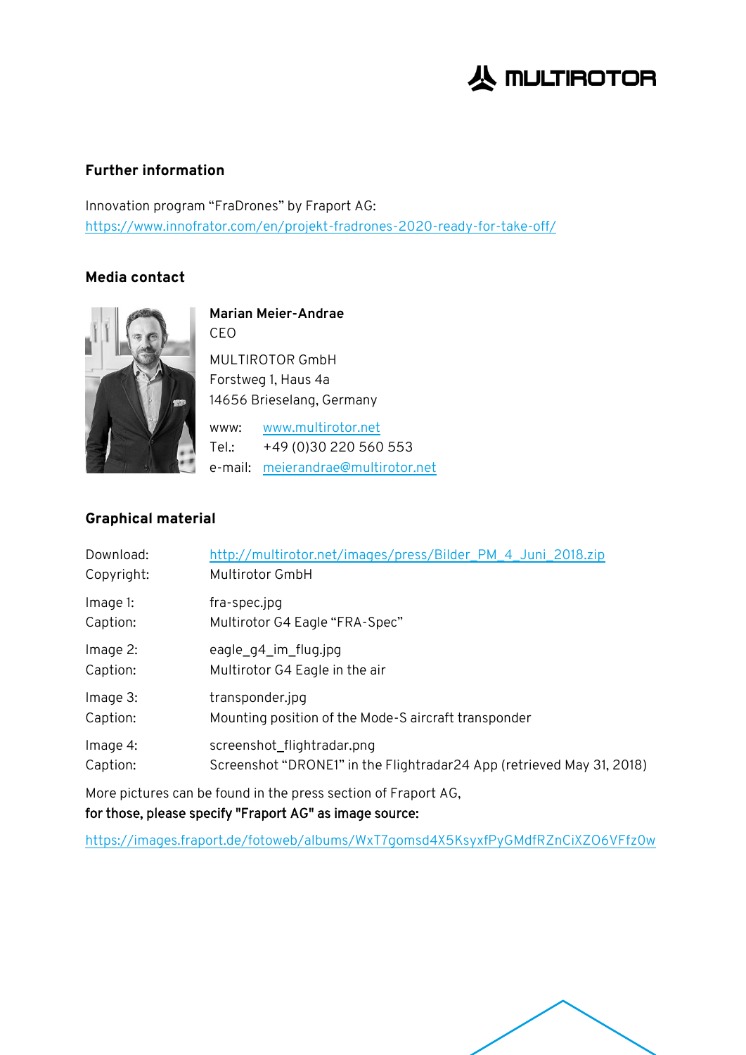## Further information

Innovation program “FraDrones” by Fraport AG:
https://www.innofrator.com/en/projekt-fradrones-2020-ready-for-take-off/

## Media contact

**Marian Meier-Andrae**
CEO

MULTIROTOR GmbH
Forstweg 1, Haus 4a
14656 Brieselang, Germany

www: www.multirotor.net
Tel.: +49 (0)30 220 560 553
e-mail: meierandrae@multirotor.net

## Graphical material

| | |
|---|---|
| Download: | http://multirotor.net/images/press/Bilder_PM_4_Juni_2018.zip |
| Copyright: | Multirotor GmbH |
| Image 1: | fra-spec.jpg |
| Caption: | Multirotor G4 Eagle “FRA-Spec” |
| Image 2: | eagle_g4_im_flug.jpg |
| Caption: | Multirotor G4 Eagle in the air |
| Image 3: | transponder.jpg |
| Caption: | Mounting position of the Mode-S aircraft transponder |
| Image 4: | screenshot_flightradar.png |
| Caption: | Screenshot “DRONE1” in the Flightradar24 App (retrieved May 31, 2018) |

More pictures can be found in the press section of Fraport AG,
**for those, please specify "Fraport AG" as image source:**

https://images.fraport.de/fotoweb/albums/WxT7gomsd4X5KsyxfPyGMdfRZnCiXZO6VFfz0w